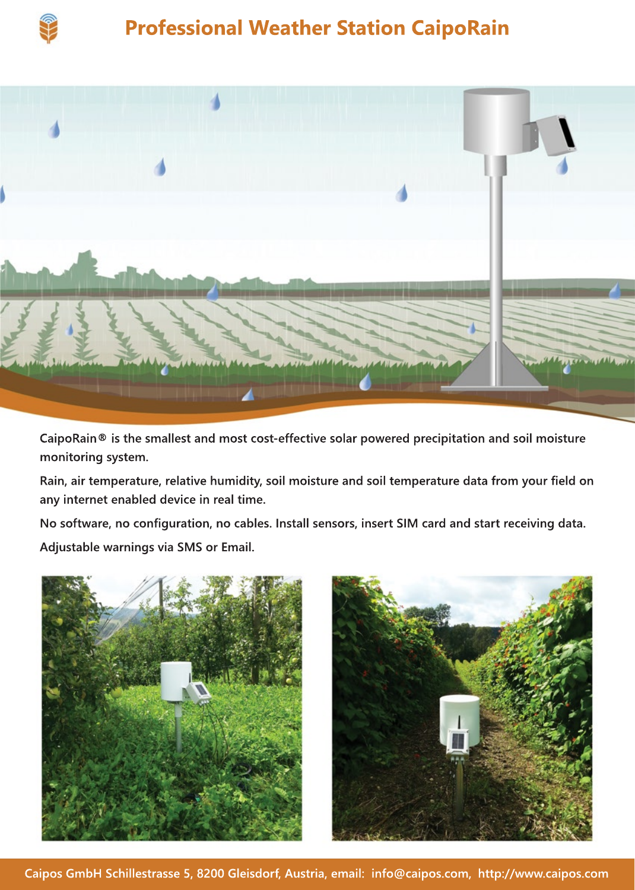# Professional Weather Station CaipoRain

CaipoRain® is the smallest and most cost-effective solar powered precipitation and soil moisture monitoring system.

Rain, air temperature, relative humidity, soil moisture and soil temperature data from your field on any internet enabled device in real time.

No software, no configuration, no cables. Install sensors, insert SIM card and start receiving data.

Adjustable warnings via SMS or Email.

Caipos GmbH Schillestrasse 5, 8200 Gleisdorf, Austria, email: info@caipos.com, http://www.caipos.com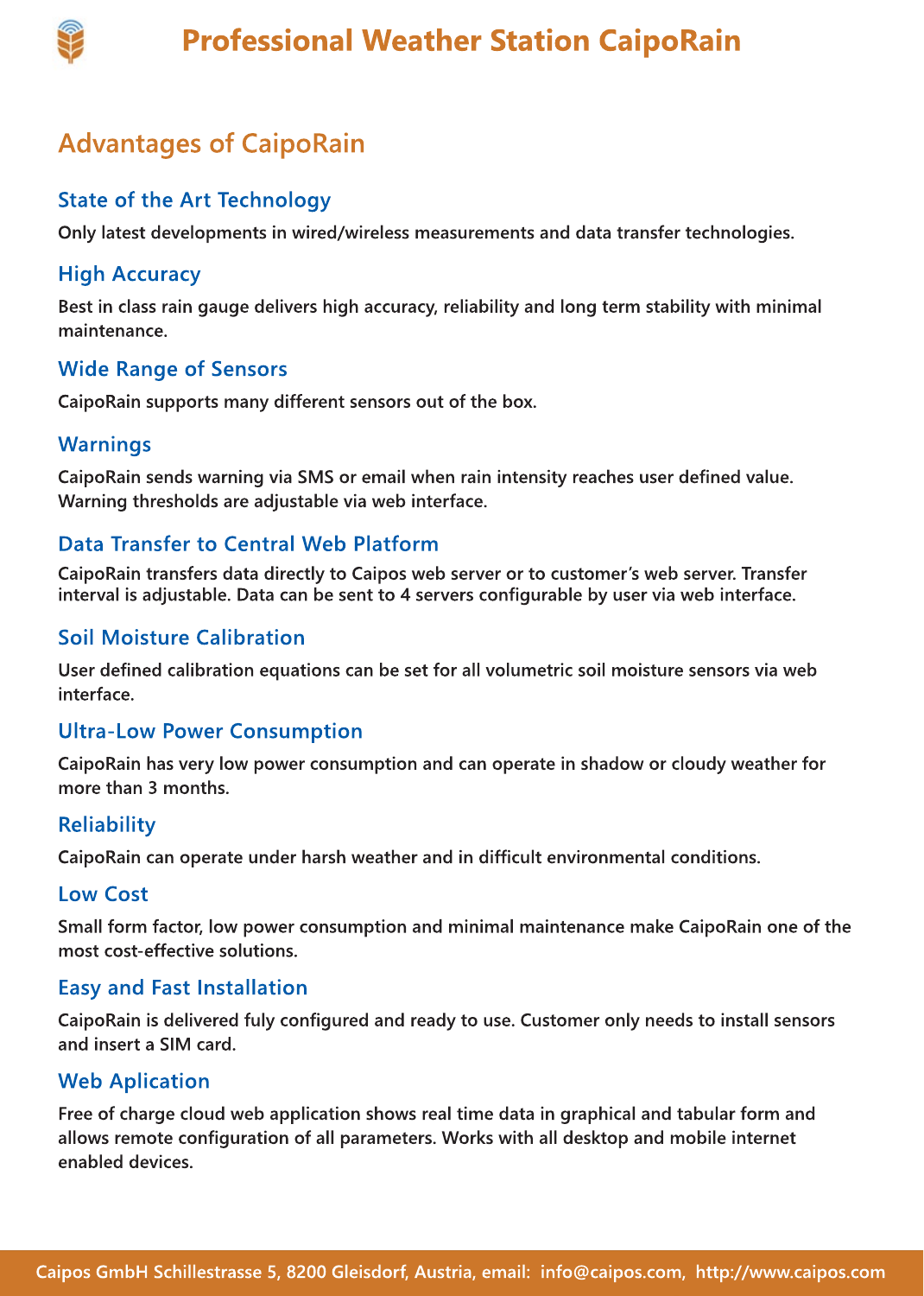# Professional Weather Station CaipoRain

## Advantages of CaipoRain

### State of the Art Technology

Only latest developments in wired/wireless measurements and data transfer technologies.

### High Accuracy

Best in class rain gauge delivers high accuracy, reliability and long term stability with minimal maintenance.

### Wide Range of Sensors

CaipoRain supports many different sensors out of the box.

### Warnings

CaipoRain sends warning via SMS or email when rain intensity reaches user defined value. Warning thresholds are adjustable via web interface.

### Data Transfer to Central Web Platform

CaipoRain transfers data directly to Caipos web server or to customer's web server. Transfer interval is adjustable. Data can be sent to 4 servers configurable by user via web interface.

### Soil Moisture Calibration

User defined calibration equations can be set for all volumetric soil moisture sensors via web interface.

### Ultra-Low Power Consumption

CaipoRain has very low power consumption and can operate in shadow or cloudy weather for more than 3 months.

### Reliability

CaipoRain can operate under harsh weather and in difficult environmental conditions.

### Low Cost

Small form factor, low power consumption and minimal maintenance make CaipoRain one of the most cost-effective solutions.

### Easy and Fast Installation

CaipoRain is delivered fuly configured and ready to use. Customer only needs to install sensors and insert a SIM card.

### Web Aplication

Free of charge cloud web application shows real time data in graphical and tabular form and allows remote configuration of all parameters. Works with all desktop and mobile internet enabled devices.

Caipos GmbH Schillestrasse 5, 8200 Gleisdorf, Austria, email: info@caipos.com, http://www.caipos.com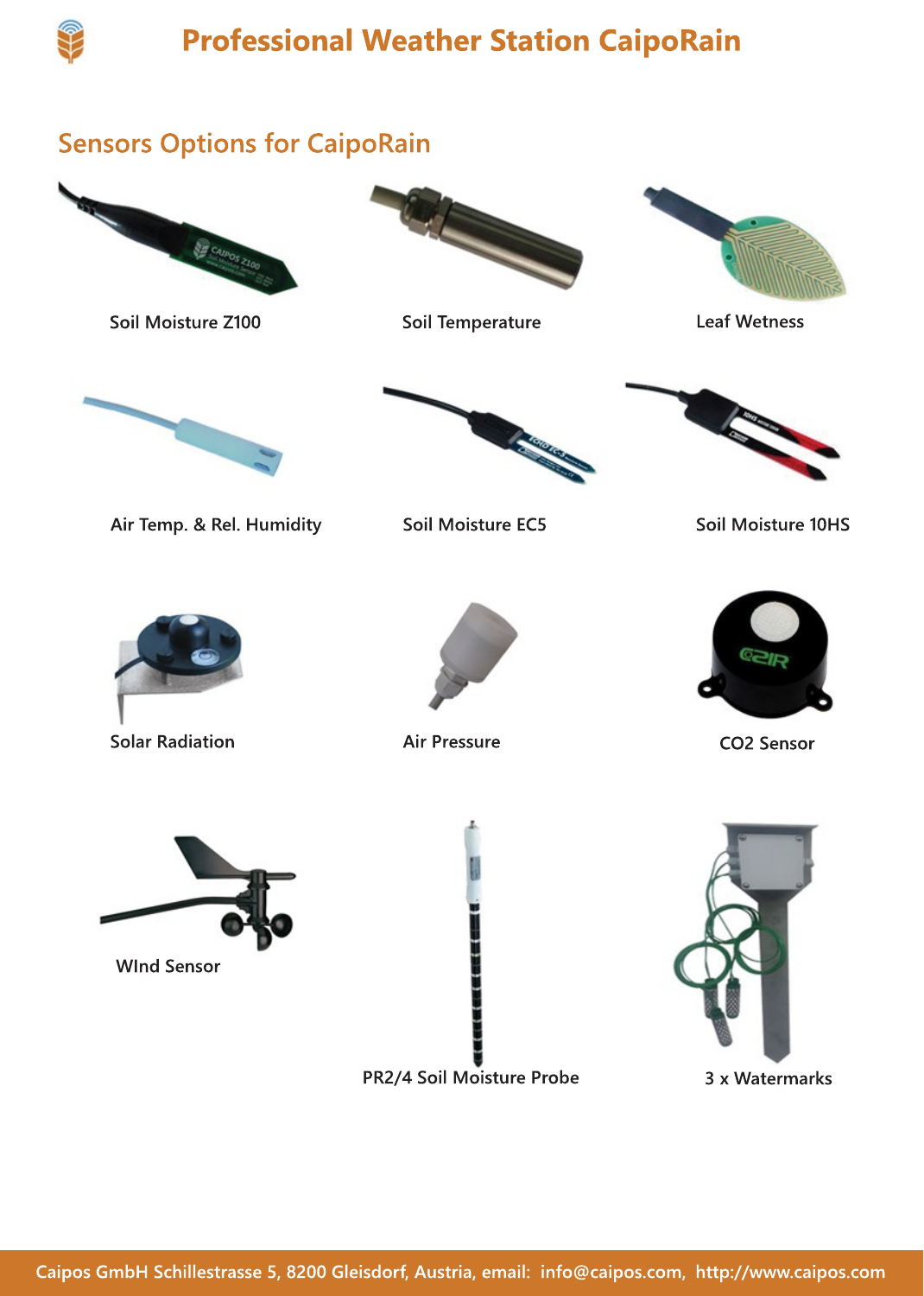# Professional Weather Station CaipoRain

## Sensors Options for CaipoRain

Soil Moisture Z100

Soil Temperature

Leaf Wetness

Air Temp. & Rel. Humidity

Soil Moisture EC5

Soil Moisture 10HS

Solar Radiation

Air Pressure

CO2 Sensor

WInd Sensor

PR2/4 Soil Moisture Probe

3 x Watermarks

Caipos GmbH Schillestrasse 5, 8200 Gleisdorf, Austria, email: info@caipos.com, http://www.caipos.com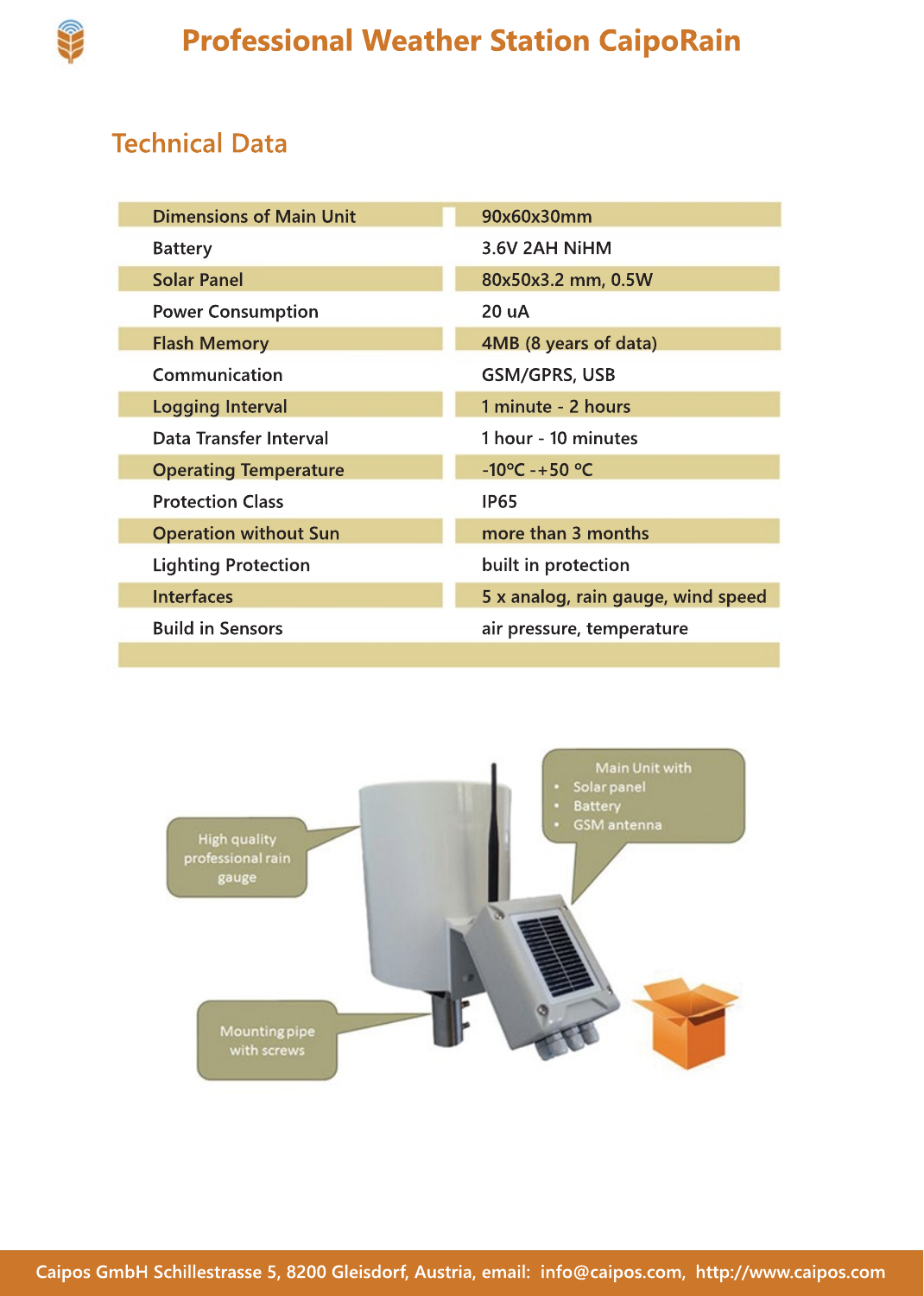# Professional Weather Station CaipoRain

## Technical Data

| | |
|---|---|
| Dimensions of Main Unit | 90x60x30mm |
| Battery | 3.6V 2AH NiHM |
| Solar Panel | 80x50x3.2 mm, 0.5W |
| Power Consumption | 20 uA |
| Flash Memory | 4MB (8 years of data) |
| Communication | GSM/GPRS, USB |
| Logging Interval | 1 minute - 2 hours |
| Data Transfer Interval | 1 hour - 10 minutes |
| Operating Temperature | -10°C -+50 °C |
| Protection Class | IP65 |
| Operation without Sun | more than 3 months |
| Lighting Protection | built in protection |
| Interfaces | 5 x analog, rain gauge, wind speed |
| Build in Sensors | air pressure, temperature |

High quality professional rain gauge

Main Unit with
- Solar panel
- Battery
- GSM antenna

Mounting pipe with screws

Caipos GmbH Schillestrasse 5, 8200 Gleisdorf, Austria, email: info@caipos.com, http://www.caipos.com